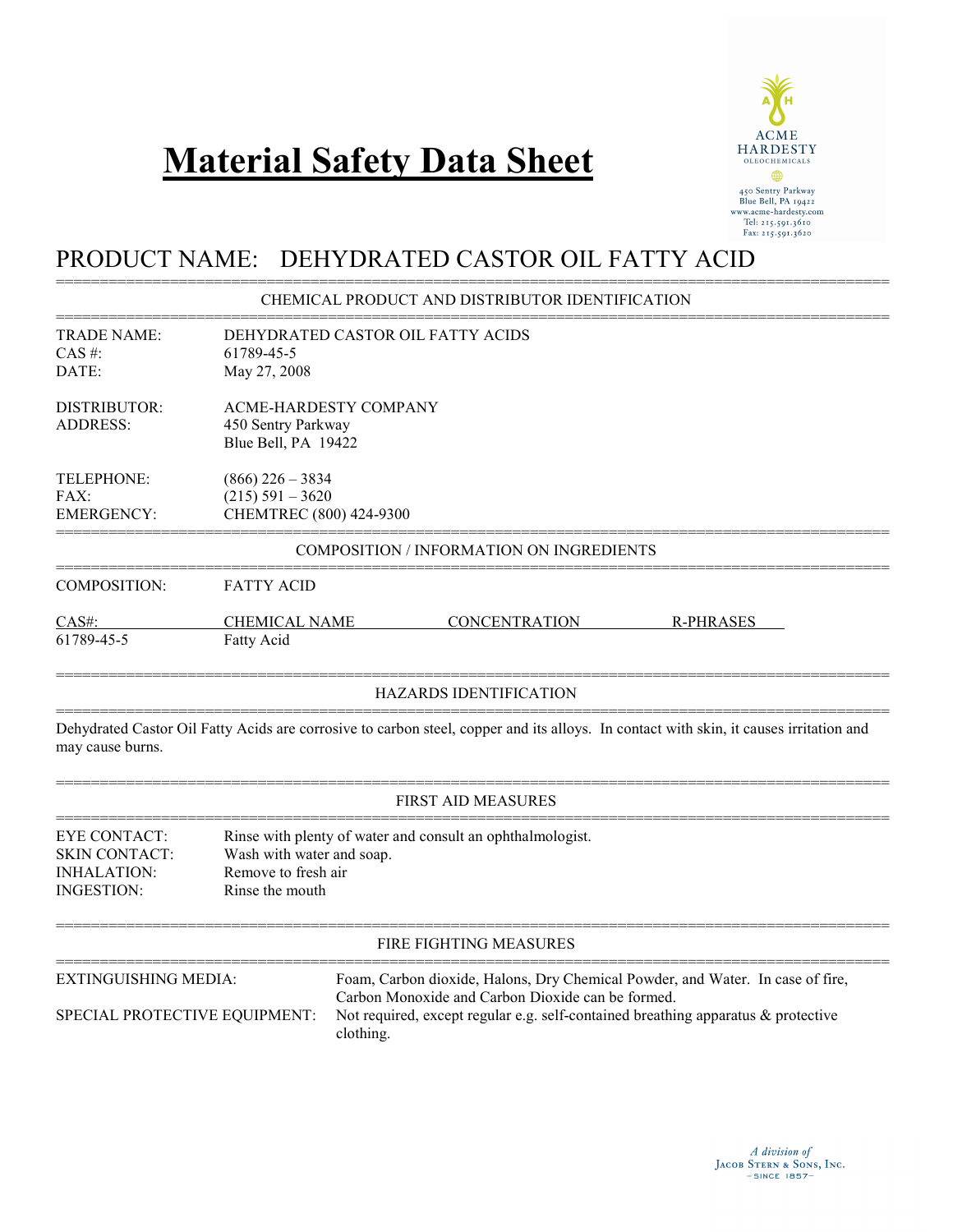# Material Safety Data Sheet

ACME HARDESTY OLEOCHEMICALS
450 Sentry Parkway
Blue Bell, PA 19422
www.acme-hardesty.com
Tel: 215.591.3610
Fax: 215.591.3620

## PRODUCT NAME: DEHYDRATED CASTOR OIL FATTY ACID

### CHEMICAL PRODUCT AND DISTRIBUTOR IDENTIFICATION

TRADE NAME: DEHYDRATED CASTOR OIL FATTY ACIDS
CAS #: 61789-45-5
DATE: May 27, 2008

DISTRIBUTOR: ACME-HARDESTY COMPANY
ADDRESS: 450 Sentry Parkway
Blue Bell, PA 19422

TELEPHONE: (866) 226 – 3834
FAX: (215) 591 – 3620
EMERGENCY: CHEMTREC (800) 424-9300

### COMPOSITION / INFORMATION ON INGREDIENTS

COMPOSITION: FATTY ACID

| CAS#: | CHEMICAL NAME | CONCENTRATION | R-PHRASES |
|---|---|---|---|
| 61789-45-5 | Fatty Acid | | |

### HAZARDS IDENTIFICATION

Dehydrated Castor Oil Fatty Acids are corrosive to carbon steel, copper and its alloys. In contact with skin, it causes irritation and may cause burns.

### FIRST AID MEASURES

EYE CONTACT: Rinse with plenty of water and consult an ophthalmologist.
SKIN CONTACT: Wash with water and soap.
INHALATION: Remove to fresh air
INGESTION: Rinse the mouth

### FIRE FIGHTING MEASURES

EXTINGUISHING MEDIA: Foam, Carbon dioxide, Halons, Dry Chemical Powder, and Water. In case of fire, Carbon Monoxide and Carbon Dioxide can be formed.

SPECIAL PROTECTIVE EQUIPMENT: Not required, except regular e.g. self-contained breathing apparatus & protective clothing.

*A division of* Jacob Stern & Sons, Inc. – SINCE 1857 –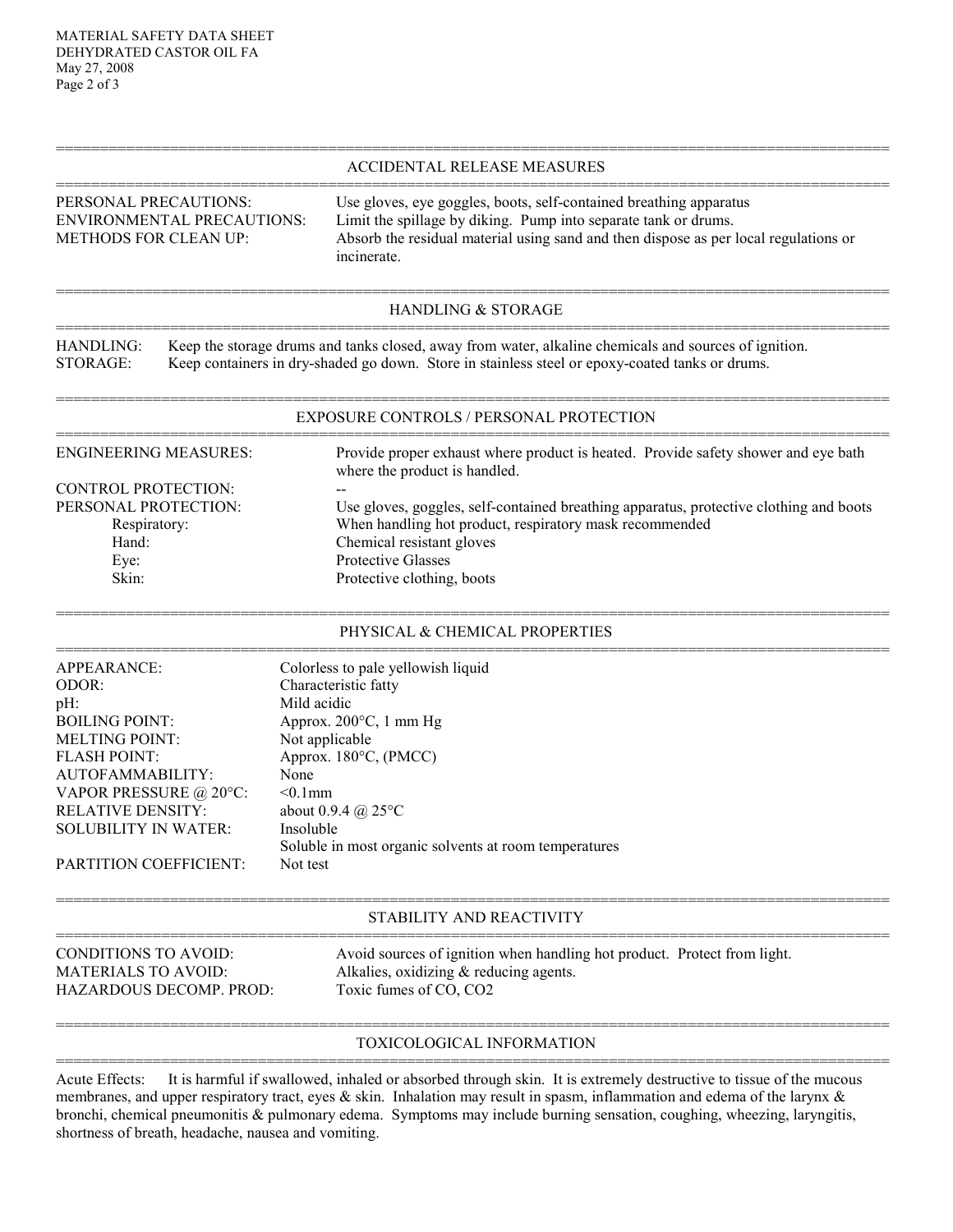## ACCIDENTAL RELEASE MEASURES

| | |
|---|---|
| PERSONAL PRECAUTIONS: | Use gloves, eye goggles, boots, self-contained breathing apparatus |
| ENVIRONMENTAL PRECAUTIONS: | Limit the spillage by diking. Pump into separate tank or drums. |
| METHODS FOR CLEAN UP: | Absorb the residual material using sand and then dispose as per local regulations or incinerate. |

## HANDLING & STORAGE

| | |
|---|---|
| HANDLING: | Keep the storage drums and tanks closed, away from water, alkaline chemicals and sources of ignition. |
| STORAGE: | Keep containers in dry-shaded go down. Store in stainless steel or epoxy-coated tanks or drums. |

## EXPOSURE CONTROLS / PERSONAL PROTECTION

| | |
|---|---|
| ENGINEERING MEASURES: | Provide proper exhaust where product is heated. Provide safety shower and eye bath where the product is handled. |
| CONTROL PROTECTION: | -- |
| PERSONAL PROTECTION: | Use gloves, goggles, self-contained breathing apparatus, protective clothing and boots |
| Respiratory: | When handling hot product, respiratory mask recommended |
| Hand: | Chemical resistant gloves |
| Eye: | Protective Glasses |
| Skin: | Protective clothing, boots |

## PHYSICAL & CHEMICAL PROPERTIES

| | |
|---|---|
| APPEARANCE: | Colorless to pale yellowish liquid |
| ODOR: | Characteristic fatty |
| pH: | Mild acidic |
| BOILING POINT: | Approx. 200°C, 1 mm Hg |
| MELTING POINT: | Not applicable |
| FLASH POINT: | Approx. 180°C, (PMCC) |
| AUTOFAMMABILITY: | None |
| VAPOR PRESSURE @ 20°C: | <0.1mm |
| RELATIVE DENSITY: | about 0.9.4 @ 25°C |
| SOLUBILITY IN WATER: | Insoluble<br>Soluble in most organic solvents at room temperatures |
| PARTITION COEFFICIENT: | Not test |

## STABILITY AND REACTIVITY

| | |
|---|---|
| CONDITIONS TO AVOID: | Avoid sources of ignition when handling hot product. Protect from light. |
| MATERIALS TO AVOID: | Alkalies, oxidizing & reducing agents. |
| HAZARDOUS DECOMP. PROD: | Toxic fumes of CO, $CO_2$ |

## TOXICOLOGICAL INFORMATION

Acute Effects: It is harmful if swallowed, inhaled or absorbed through skin. It is extremely destructive to tissue of the mucous membranes, and upper respiratory tract, eyes & skin. Inhalation may result in spasm, inflammation and edema of the larynx & bronchi, chemical pneumonitis & pulmonary edema. Symptoms may include burning sensation, coughing, wheezing, laryngitis, shortness of breath, headache, nausea and vomiting.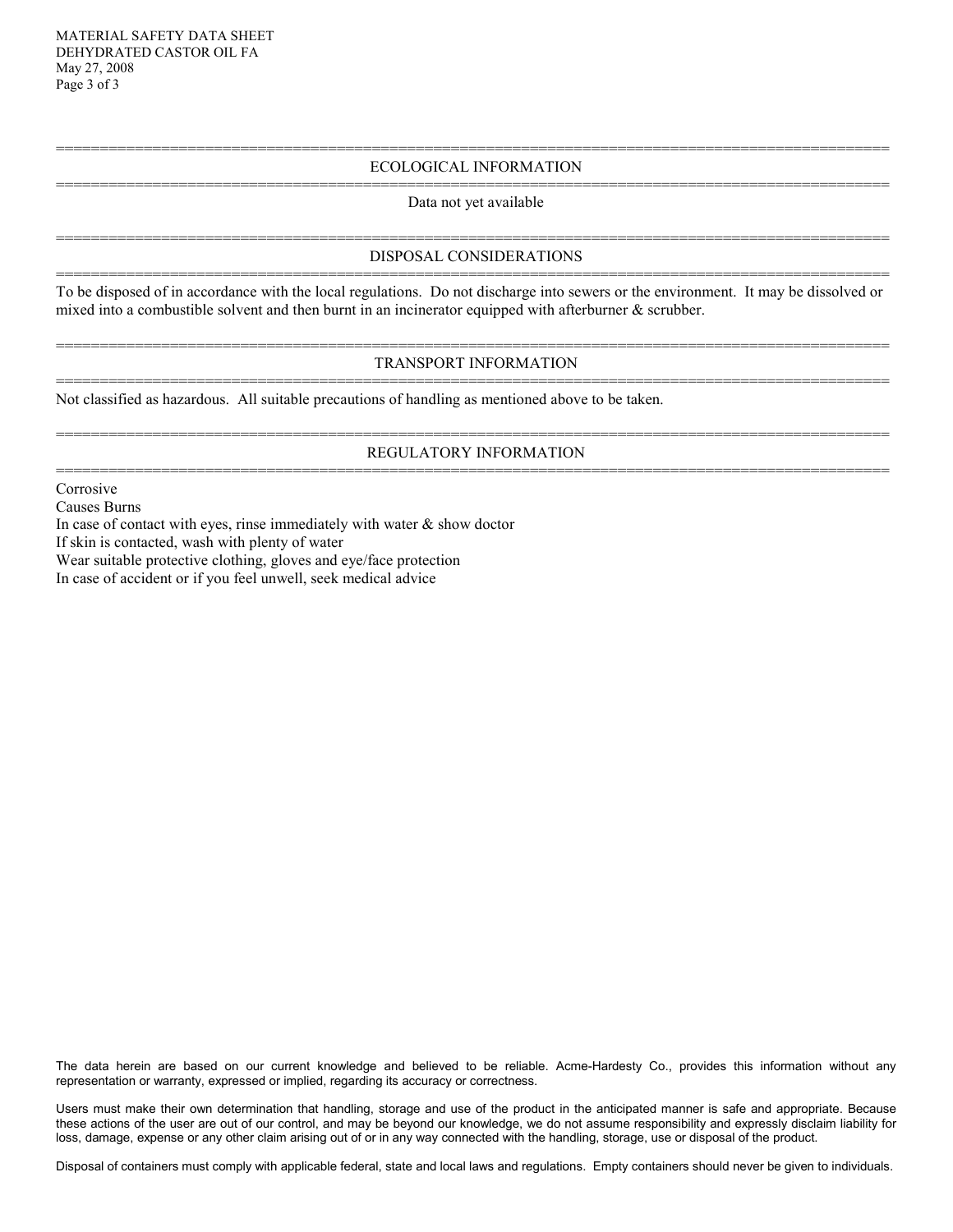## ECOLOGICAL INFORMATION

Data not yet available

## DISPOSAL CONSIDERATIONS

To be disposed of in accordance with the local regulations. Do not discharge into sewers or the environment. It may be dissolved or mixed into a combustible solvent and then burnt in an incinerator equipped with afterburner & scrubber.

## TRANSPORT INFORMATION

Not classified as hazardous. All suitable precautions of handling as mentioned above to be taken.

## REGULATORY INFORMATION

Corrosive
Causes Burns
In case of contact with eyes, rinse immediately with water & show doctor
If skin is contacted, wash with plenty of water
Wear suitable protective clothing, gloves and eye/face protection
In case of accident or if you feel unwell, seek medical advice

The data herein are based on our current knowledge and believed to be reliable. Acme-Hardesty Co., provides this information without any representation or warranty, expressed or implied, regarding its accuracy or correctness.

Users must make their own determination that handling, storage and use of the product in the anticipated manner is safe and appropriate. Because these actions of the user are out of our control, and may be beyond our knowledge, we do not assume responsibility and expressly disclaim liability for loss, damage, expense or any other claim arising out of or in any way connected with the handling, storage, use or disposal of the product.

Disposal of containers must comply with applicable federal, state and local laws and regulations. Empty containers should never be given to individuals.